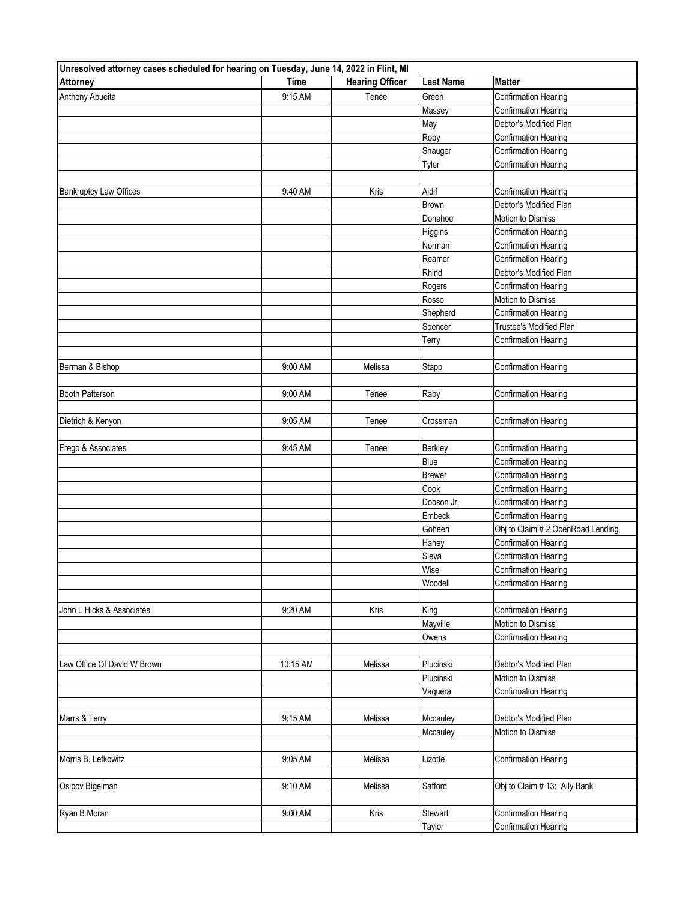| Unresolved attorney cases scheduled for hearing on Tuesday, June 14, 2022 in Flint, MI | | | | |
|---|---|---|---|---|
| **Attorney** | **Time** | **Hearing Officer** | **Last Name** | **Matter** |
| Anthony Abueita | 9:15 AM | Tenee | Green | Confirmation Hearing |
| | | | Massey | Confirmation Hearing |
| | | | May | Debtor's Modified Plan |
| | | | Roby | Confirmation Hearing |
| | | | Shauger | Confirmation Hearing |
| | | | Tyler | Confirmation Hearing |
| | | | | |
| Bankruptcy Law Offices | 9:40 AM | Kris | Aidif | Confirmation Hearing |
| | | | Brown | Debtor's Modified Plan |
| | | | Donahoe | Motion to Dismiss |
| | | | Higgins | Confirmation Hearing |
| | | | Norman | Confirmation Hearing |
| | | | Reamer | Confirmation Hearing |
| | | | Rhind | Debtor's Modified Plan |
| | | | Rogers | Confirmation Hearing |
| | | | Rosso | Motion to Dismiss |
| | | | Shepherd | Confirmation Hearing |
| | | | Spencer | Trustee's Modified Plan |
| | | | Terry | Confirmation Hearing |
| | | | | |
| Berman & Bishop | 9:00 AM | Melissa | Stapp | Confirmation Hearing |
| | | | | |
| Booth Patterson | 9:00 AM | Tenee | Raby | Confirmation Hearing |
| | | | | |
| Dietrich & Kenyon | 9:05 AM | Tenee | Crossman | Confirmation Hearing |
| | | | | |
| Frego & Associates | 9:45 AM | Tenee | Berkley | Confirmation Hearing |
| | | | Blue | Confirmation Hearing |
| | | | Brewer | Confirmation Hearing |
| | | | Cook | Confirmation Hearing |
| | | | Dobson Jr. | Confirmation Hearing |
| | | | Embeck | Confirmation Hearing |
| | | | Goheen | Obj to Claim # 2 OpenRoad Lending |
| | | | Haney | Confirmation Hearing |
| | | | Sleva | Confirmation Hearing |
| | | | Wise | Confirmation Hearing |
| | | | Woodell | Confirmation Hearing |
| | | | | |
| John L Hicks & Associates | 9:20 AM | Kris | King | Confirmation Hearing |
| | | | Mayville | Motion to Dismiss |
| | | | Owens | Confirmation Hearing |
| | | | | |
| Law Office Of David W Brown | 10:15 AM | Melissa | Plucinski | Debtor's Modified Plan |
| | | | Plucinski | Motion to Dismiss |
| | | | Vaquera | Confirmation Hearing |
| | | | | |
| Marrs & Terry | 9:15 AM | Melissa | Mccauley | Debtor's Modified Plan |
| | | | Mccauley | Motion to Dismiss |
| | | | | |
| Morris B. Lefkowitz | 9:05 AM | Melissa | Lizotte | Confirmation Hearing |
| | | | | |
| Osipov Bigelman | 9:10 AM | Melissa | Safford | Obj to Claim # 13: Ally Bank |
| | | | | |
| Ryan B Moran | 9:00 AM | Kris | Stewart | Confirmation Hearing |
| | | | Taylor | Confirmation Hearing |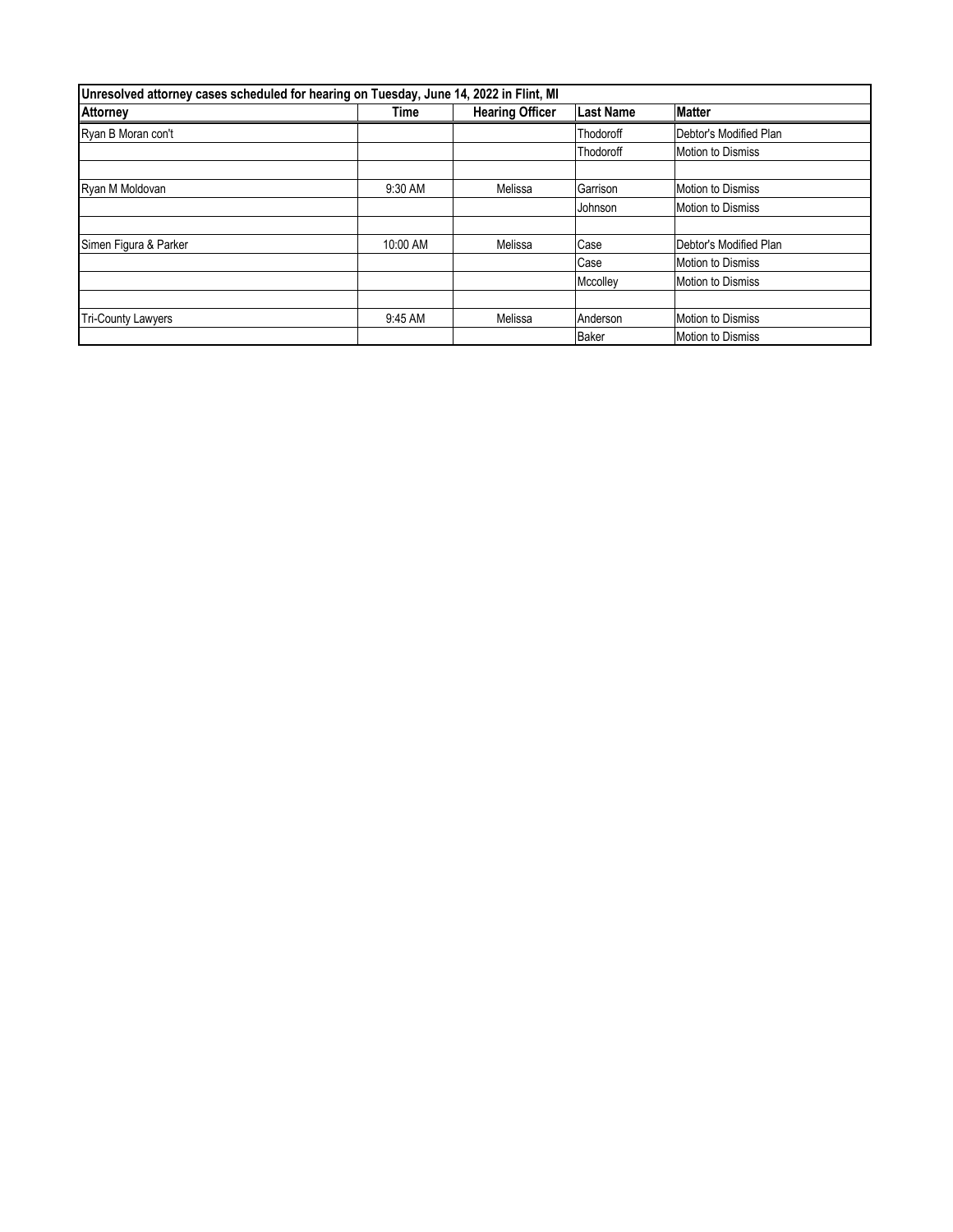**Unresolved attorney cases scheduled for hearing on Tuesday, June 14, 2022 in Flint, MI**

| Attorney | Time | Hearing Officer | Last Name | Matter |
|---|---|---|---|---|
| Ryan B Moran con't | | | Thodoroff | Debtor's Modified Plan |
| | | | Thodoroff | Motion to Dismiss |
| | | | | |
| Ryan M Moldovan | 9:30 AM | Melissa | Garrison | Motion to Dismiss |
| | | | Johnson | Motion to Dismiss |
| | | | | |
| Simen Figura & Parker | 10:00 AM | Melissa | Case | Debtor's Modified Plan |
| | | | Case | Motion to Dismiss |
| | | | Mccolley | Motion to Dismiss |
| | | | | |
| Tri-County Lawyers | 9:45 AM | Melissa | Anderson | Motion to Dismiss |
| | | | Baker | Motion to Dismiss |